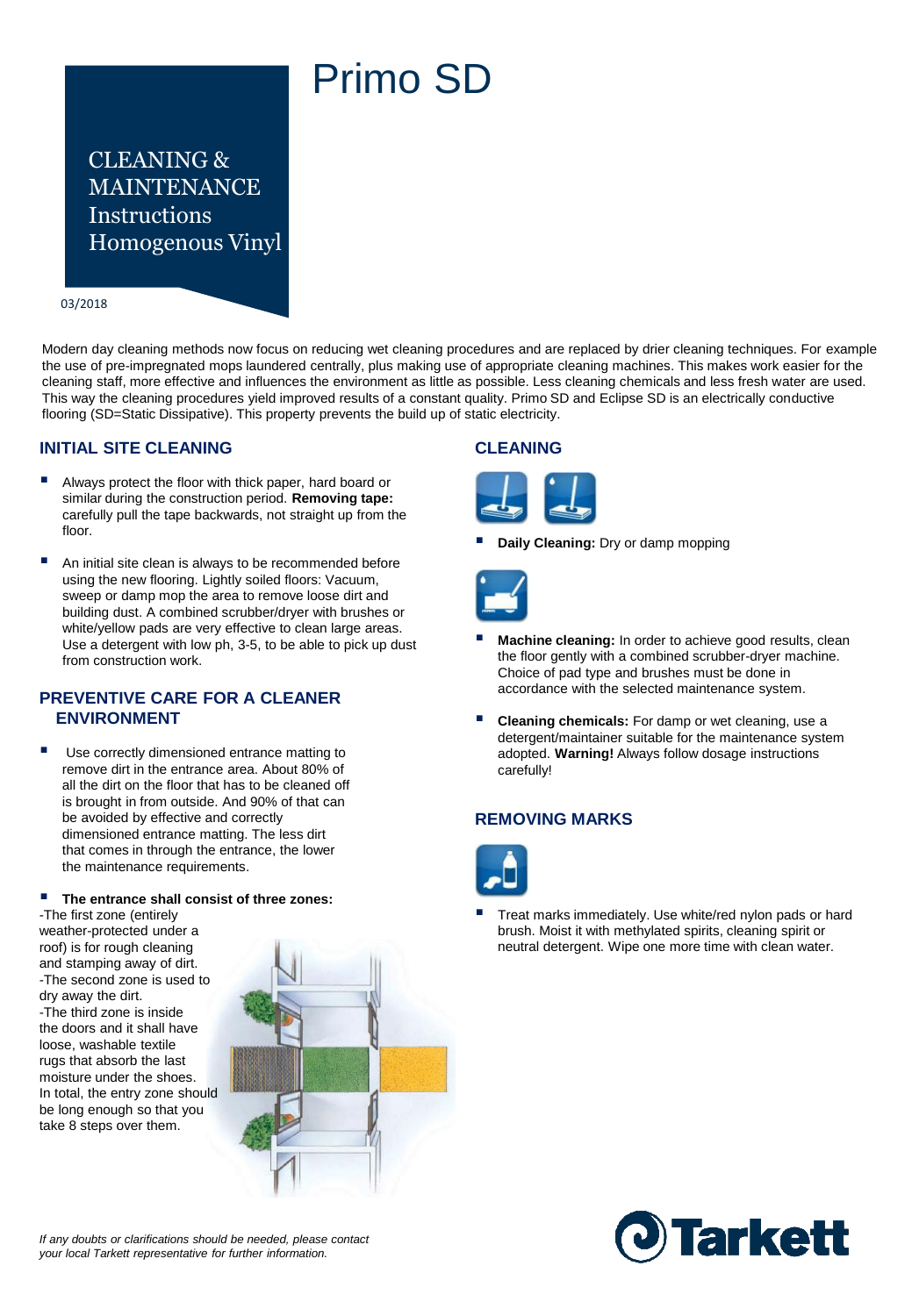# Primo SD

## CLEANING & MAINTENANCE Instructions Homogenous Vinyl

03/2018

Modern day cleaning methods now focus on reducing wet cleaning procedures and are replaced by drier cleaning techniques. For example the use of pre-impregnated mops laundered centrally, plus making use of appropriate cleaning machines. This makes work easier for the cleaning staff, more effective and influences the environment as little as possible. Less cleaning chemicals and less fresh water are used. This way the cleaning procedures yield improved results of a constant quality. Primo SD and Eclipse SD is an electrically conductive flooring (SD=Static Dissipative). This property prevents the build up of static electricity.

### INITIAL SITE CLEANING

- Always protect the floor with thick paper, hard board or similar during the construction period. **Removing tape:** carefully pull the tape backwards, not straight up from the floor.
- An initial site clean is always to be recommended before using the new flooring. Lightly soiled floors: Vacuum, sweep or damp mop the area to remove loose dirt and building dust. A combined scrubber/dryer with brushes or white/yellow pads are very effective to clean large areas. Use a detergent with low ph, 3-5, to be able to pick up dust from construction work.

### PREVENTIVE CARE FOR A CLEANER ENVIRONMENT

- Use correctly dimensioned entrance matting to remove dirt in the entrance area. About 80% of all the dirt on the floor that has to be cleaned off is brought in from outside. And 90% of that can be avoided by effective and correctly dimensioned entrance matting. The less dirt that comes in through the entrance, the lower the maintenance requirements.
- **The entrance shall consist of three zones:**

-The first zone (entirely weather-protected under a roof) is for rough cleaning and stamping away of dirt.
-The second zone is used to dry away the dirt.
-The third zone is inside the doors and it shall have loose, washable textile rugs that absorb the last moisture under the shoes.
In total, the entry zone should be long enough so that you take 8 steps over them.

### CLEANING

- **Daily Cleaning:** Dry or damp mopping
- **Machine cleaning:** In order to achieve good results, clean the floor gently with a combined scrubber-dryer machine. Choice of pad type and brushes must be done in accordance with the selected maintenance system.
- **Cleaning chemicals:** For damp or wet cleaning, use a detergent/maintainer suitable for the maintenance system adopted. **Warning!** Always follow dosage instructions carefully!

### REMOVING MARKS

- Treat marks immediately. Use white/red nylon pads or hard brush. Moist it with methylated spirits, cleaning spirit or neutral detergent. Wipe one more time with clean water.

*If any doubts or clarifications should be needed, please contact your local Tarkett representative for further information.*

Tarkett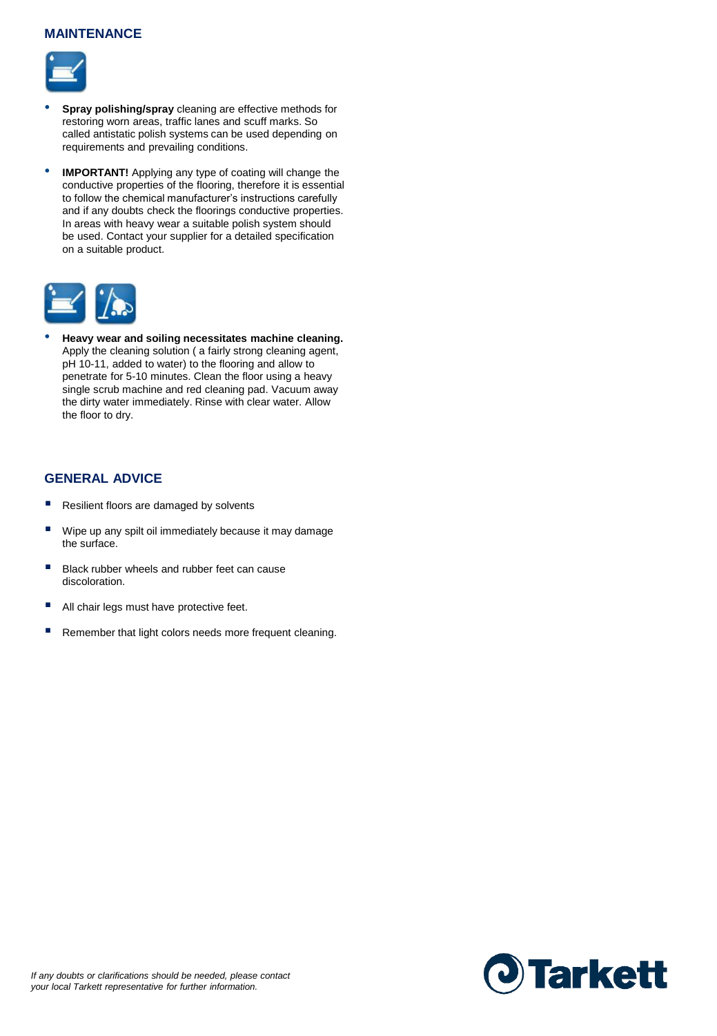## MAINTENANCE

- **Spray polishing/spray** cleaning are effective methods for restoring worn areas, traffic lanes and scuff marks. So called antistatic polish systems can be used depending on requirements and prevailing conditions.

- **IMPORTANT!** Applying any type of coating will change the conductive properties of the flooring, therefore it is essential to follow the chemical manufacturer's instructions carefully and if any doubts check the floorings conductive properties. In areas with heavy wear a suitable polish system should be used. Contact your supplier for a detailed specification on a suitable product.

- **Heavy wear and soiling necessitates machine cleaning.** Apply the cleaning solution ( a fairly strong cleaning agent, pH 10-11, added to water) to the flooring and allow to penetrate for 5-10 minutes. Clean the floor using a heavy single scrub machine and red cleaning pad. Vacuum away the dirty water immediately. Rinse with clear water. Allow the floor to dry.

## GENERAL ADVICE

- Resilient floors are damaged by solvents
- Wipe up any spilt oil immediately because it may damage the surface.
- Black rubber wheels and rubber feet can cause discoloration.
- All chair legs must have protective feet.
- Remember that light colors needs more frequent cleaning.

*If any doubts or clarifications should be needed, please contact your local Tarkett representative for further information.*

Tarkett